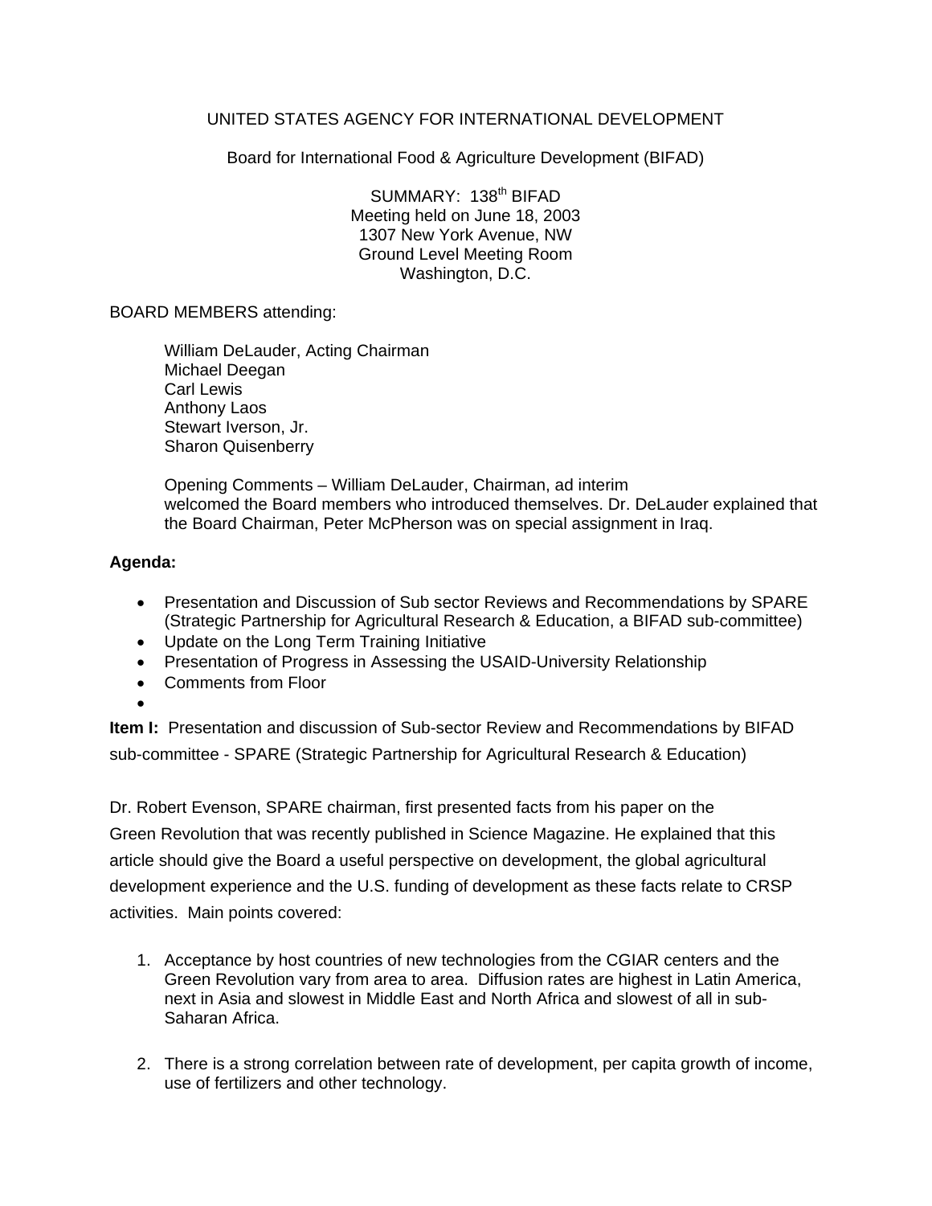UNITED STATES AGENCY FOR INTERNATIONAL DEVELOPMENT

Board for International Food & Agriculture Development (BIFAD)

SUMMARY: 138th BIFAD
Meeting held on June 18, 2003
1307 New York Avenue, NW
Ground Level Meeting Room
Washington, D.C.

BOARD MEMBERS attending:

William DeLauder, Acting Chairman
Michael Deegan
Carl Lewis
Anthony Laos
Stewart Iverson, Jr.
Sharon Quisenberry

Opening Comments – William DeLauder, Chairman, ad interim welcomed the Board members who introduced themselves. Dr. DeLauder explained that the Board Chairman, Peter McPherson was on special assignment in Iraq.

**Agenda:**

- Presentation and Discussion of Sub sector Reviews and Recommendations by SPARE (Strategic Partnership for Agricultural Research & Education, a BIFAD sub-committee)
- Update on the Long Term Training Initiative
- Presentation of Progress in Assessing the USAID-University Relationship
- Comments from Floor
- 

**Item I:** Presentation and discussion of Sub-sector Review and Recommendations by BIFAD sub-committee - SPARE (Strategic Partnership for Agricultural Research & Education)

Dr. Robert Evenson, SPARE chairman, first presented facts from his paper on the Green Revolution that was recently published in Science Magazine. He explained that this article should give the Board a useful perspective on development, the global agricultural development experience and the U.S. funding of development as these facts relate to CRSP activities. Main points covered:

1. Acceptance by host countries of new technologies from the CGIAR centers and the Green Revolution vary from area to area. Diffusion rates are highest in Latin America, next in Asia and slowest in Middle East and North Africa and slowest of all in sub-Saharan Africa.

2. There is a strong correlation between rate of development, per capita growth of income, use of fertilizers and other technology.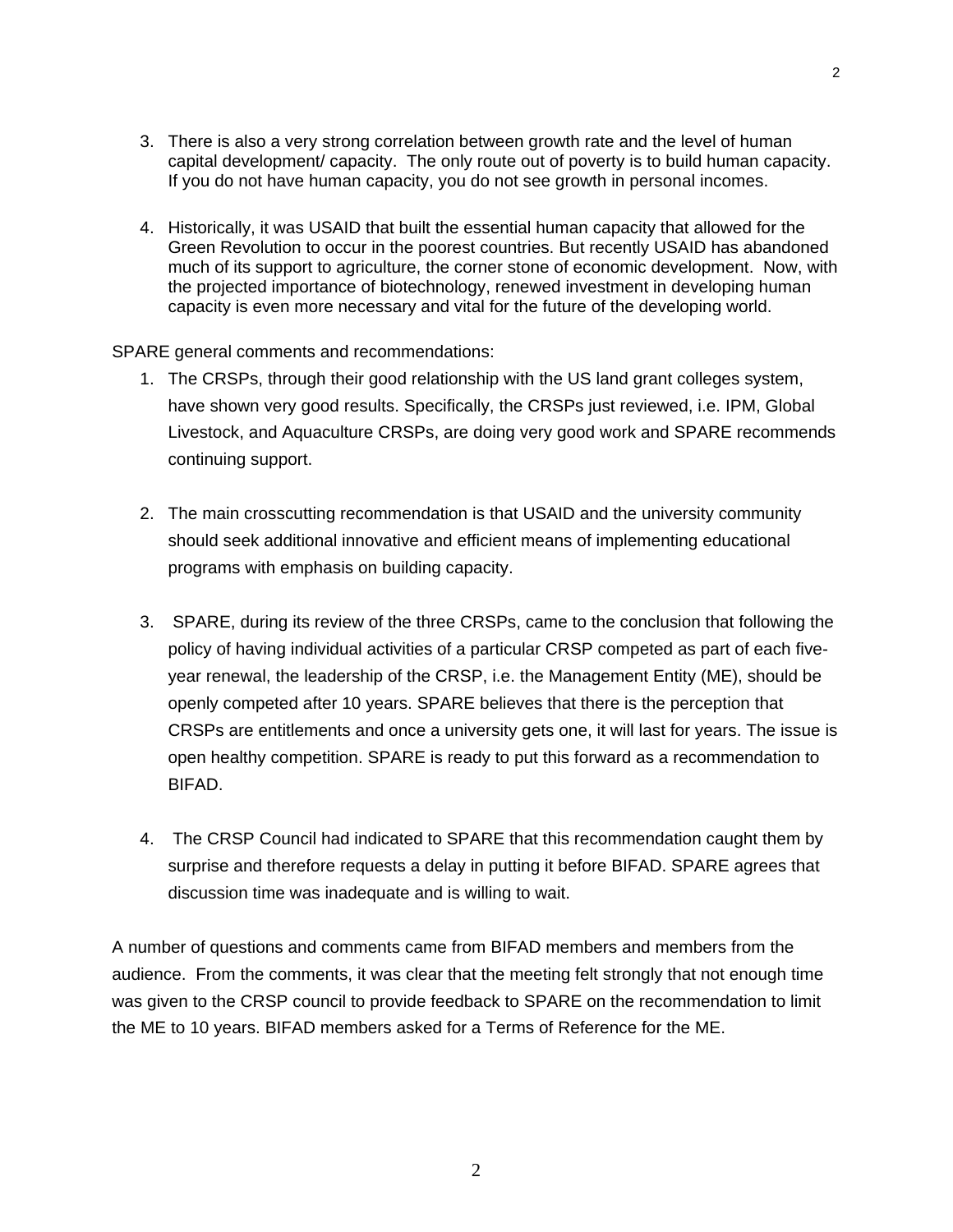3. There is also a very strong correlation between growth rate and the level of human capital development/ capacity. The only route out of poverty is to build human capacity. If you do not have human capacity, you do not see growth in personal incomes.

4. Historically, it was USAID that built the essential human capacity that allowed for the Green Revolution to occur in the poorest countries. But recently USAID has abandoned much of its support to agriculture, the corner stone of economic development. Now, with the projected importance of biotechnology, renewed investment in developing human capacity is even more necessary and vital for the future of the developing world.

SPARE general comments and recommendations:

1. The CRSPs, through their good relationship with the US land grant colleges system, have shown very good results. Specifically, the CRSPs just reviewed, i.e. IPM, Global Livestock, and Aquaculture CRSPs, are doing very good work and SPARE recommends continuing support.

2. The main crosscutting recommendation is that USAID and the university community should seek additional innovative and efficient means of implementing educational programs with emphasis on building capacity.

3. SPARE, during its review of the three CRSPs, came to the conclusion that following the policy of having individual activities of a particular CRSP competed as part of each five-year renewal, the leadership of the CRSP, i.e. the Management Entity (ME), should be openly competed after 10 years. SPARE believes that there is the perception that CRSPs are entitlements and once a university gets one, it will last for years. The issue is open healthy competition. SPARE is ready to put this forward as a recommendation to BIFAD.

4. The CRSP Council had indicated to SPARE that this recommendation caught them by surprise and therefore requests a delay in putting it before BIFAD. SPARE agrees that discussion time was inadequate and is willing to wait.

A number of questions and comments came from BIFAD members and members from the audience. From the comments, it was clear that the meeting felt strongly that not enough time was given to the CRSP council to provide feedback to SPARE on the recommendation to limit the ME to 10 years. BIFAD members asked for a Terms of Reference for the ME.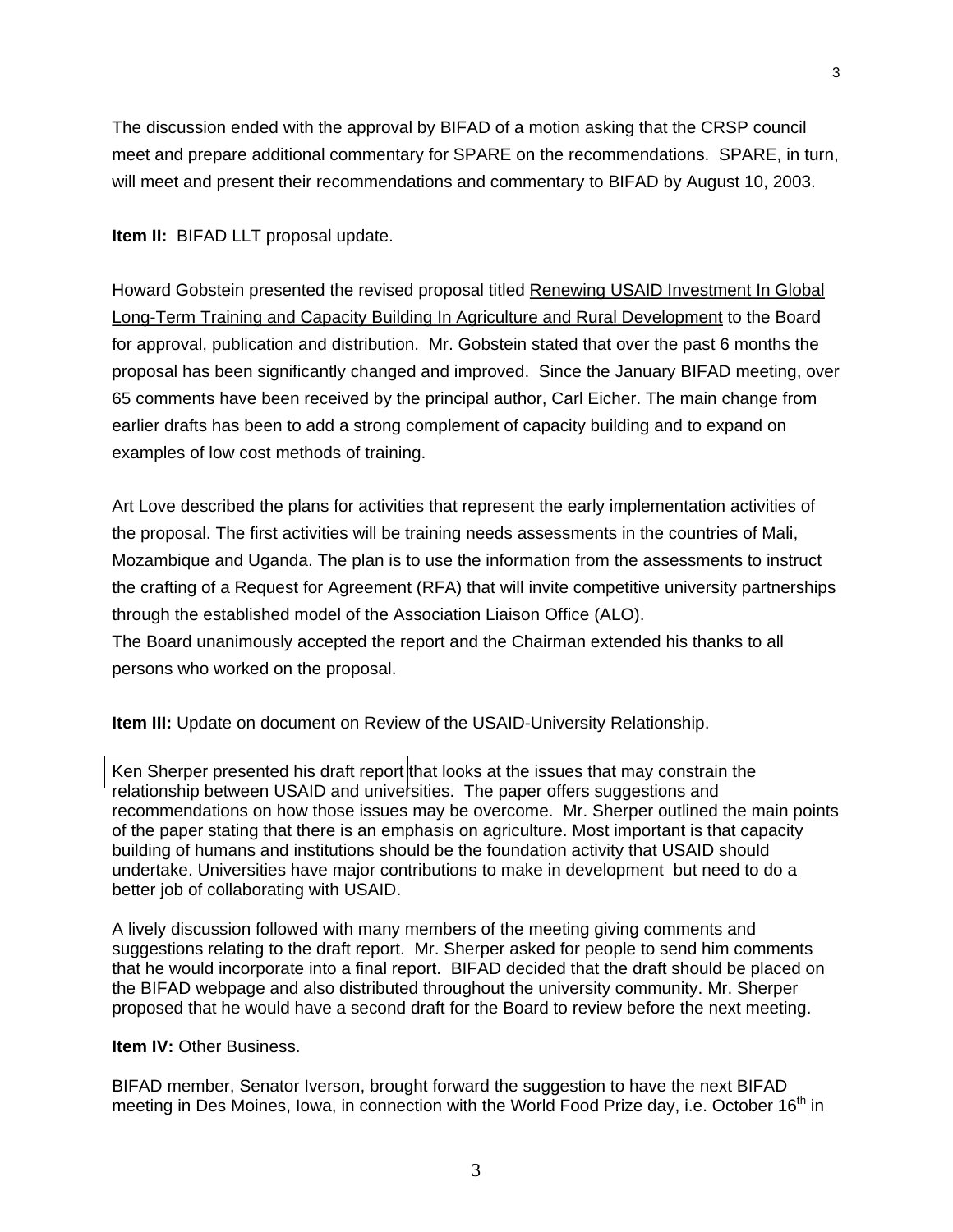The discussion ended with the approval by BIFAD of a motion asking that the CRSP council meet and prepare additional commentary for SPARE on the recommendations. SPARE, in turn, will meet and present their recommendations and commentary to BIFAD by August 10, 2003.

**Item II:** BIFAD LLT proposal update.

Howard Gobstein presented the revised proposal titled Renewing USAID Investment In Global Long-Term Training and Capacity Building In Agriculture and Rural Development to the Board for approval, publication and distribution. Mr. Gobstein stated that over the past 6 months the proposal has been significantly changed and improved. Since the January BIFAD meeting, over 65 comments have been received by the principal author, Carl Eicher. The main change from earlier drafts has been to add a strong complement of capacity building and to expand on examples of low cost methods of training.

Art Love described the plans for activities that represent the early implementation activities of the proposal. The first activities will be training needs assessments in the countries of Mali, Mozambique and Uganda. The plan is to use the information from the assessments to instruct the crafting of a Request for Agreement (RFA) that will invite competitive university partnerships through the established model of the Association Liaison Office (ALO).
The Board unanimously accepted the report and the Chairman extended his thanks to all persons who worked on the proposal.

**Item III:** Update on document on Review of the USAID-University Relationship.

Ken Sherper presented his draft report that looks at the issues that may constrain the relationship between USAID and universities. The paper offers suggestions and recommendations on how those issues may be overcome. Mr. Sherper outlined the main points of the paper stating that there is an emphasis on agriculture. Most important is that capacity building of humans and institutions should be the foundation activity that USAID should undertake. Universities have major contributions to make in development but need to do a better job of collaborating with USAID.

A lively discussion followed with many members of the meeting giving comments and suggestions relating to the draft report. Mr. Sherper asked for people to send him comments that he would incorporate into a final report. BIFAD decided that the draft should be placed on the BIFAD webpage and also distributed throughout the university community. Mr. Sherper proposed that he would have a second draft for the Board to review before the next meeting.

**Item IV:** Other Business.

BIFAD member, Senator Iverson, brought forward the suggestion to have the next BIFAD meeting in Des Moines, Iowa, in connection with the World Food Prize day, i.e. October 16th in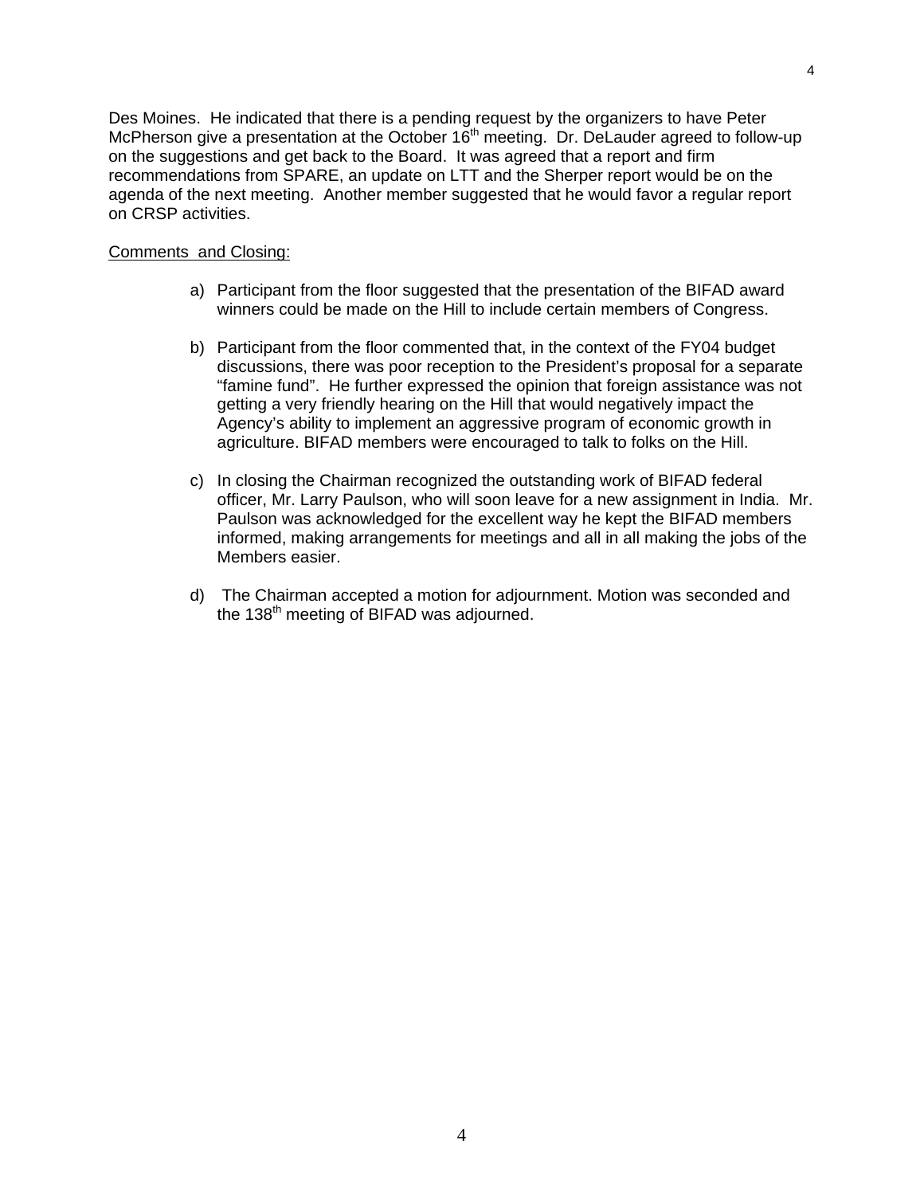Des Moines. He indicated that there is a pending request by the organizers to have Peter McPherson give a presentation at the October 16th meeting. Dr. DeLauder agreed to follow-up on the suggestions and get back to the Board. It was agreed that a report and firm recommendations from SPARE, an update on LTT and the Sherper report would be on the agenda of the next meeting. Another member suggested that he would favor a regular report on CRSP activities.

Comments and Closing:

a) Participant from the floor suggested that the presentation of the BIFAD award winners could be made on the Hill to include certain members of Congress.

b) Participant from the floor commented that, in the context of the FY04 budget discussions, there was poor reception to the President's proposal for a separate "famine fund". He further expressed the opinion that foreign assistance was not getting a very friendly hearing on the Hill that would negatively impact the Agency's ability to implement an aggressive program of economic growth in agriculture. BIFAD members were encouraged to talk to folks on the Hill.

c) In closing the Chairman recognized the outstanding work of BIFAD federal officer, Mr. Larry Paulson, who will soon leave for a new assignment in India. Mr. Paulson was acknowledged for the excellent way he kept the BIFAD members informed, making arrangements for meetings and all in all making the jobs of the Members easier.

d) The Chairman accepted a motion for adjournment. Motion was seconded and the 138th meeting of BIFAD was adjourned.